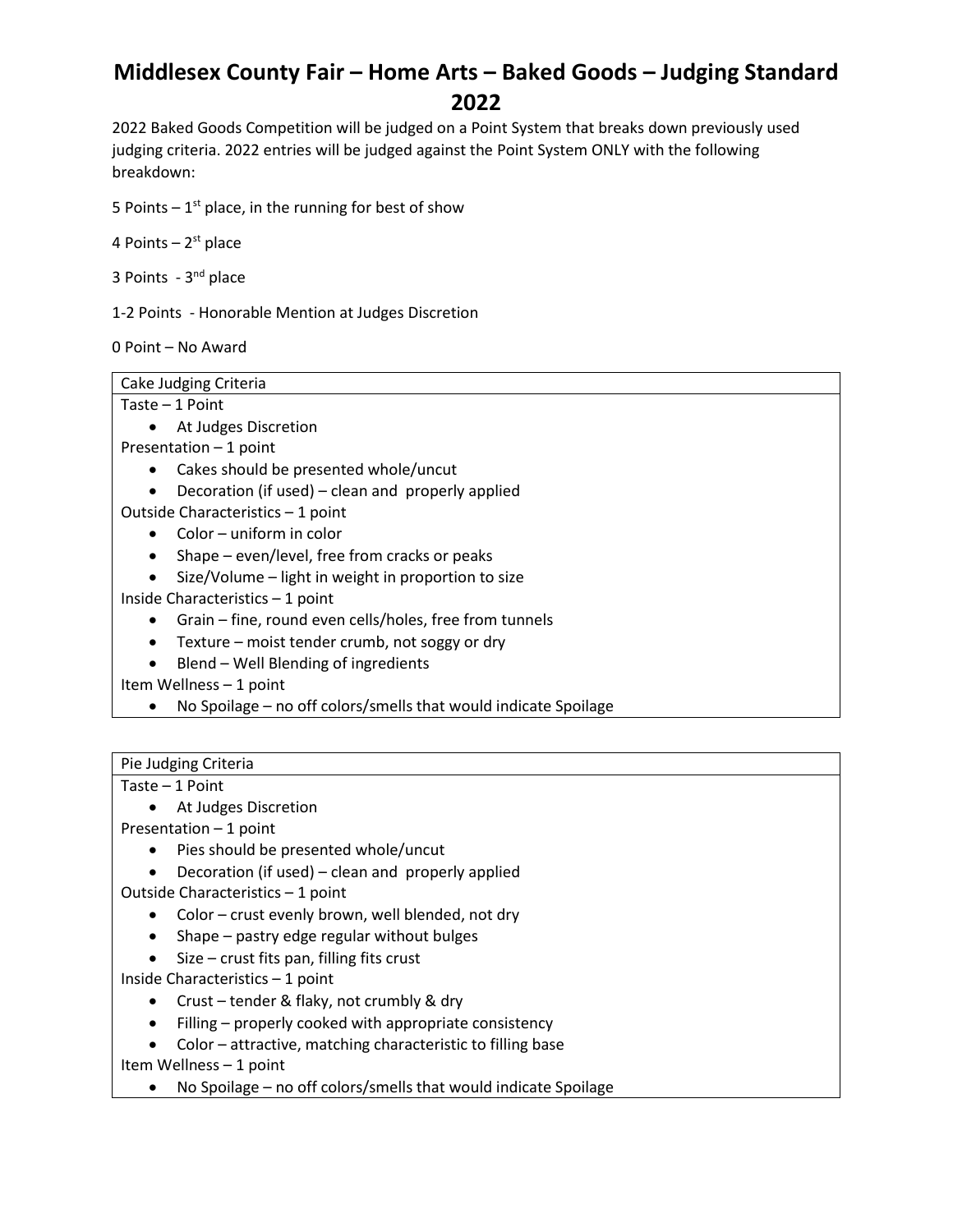# Middlesex County Fair – Home Arts – Baked Goods – Judging Standard 2022

2022 Baked Goods Competition will be judged on a Point System that breaks down previously used judging criteria. 2022 entries will be judged against the Point System ONLY with the following breakdown:

5 Points – 1st place, in the running for best of show

4 Points – 2st place

3 Points - 3nd place

1-2 Points - Honorable Mention at Judges Discretion

0 Point – No Award

| Cake Judging Criteria |
|---|
| Taste – 1 Point<br>• At Judges Discretion<br>Presentation – 1 point<br>• Cakes should be presented whole/uncut<br>• Decoration (if used) – clean and properly applied<br>Outside Characteristics – 1 point<br>• Color – uniform in color<br>• Shape – even/level, free from cracks or peaks<br>• Size/Volume – light in weight in proportion to size<br>Inside Characteristics – 1 point<br>• Grain – fine, round even cells/holes, free from tunnels<br>• Texture – moist tender crumb, not soggy or dry<br>• Blend – Well Blending of ingredients<br>Item Wellness – 1 point<br>• No Spoilage – no off colors/smells that would indicate Spoilage |

| Pie Judging Criteria |
|---|
| Taste – 1 Point<br>• At Judges Discretion<br>Presentation – 1 point<br>• Pies should be presented whole/uncut<br>• Decoration (if used) – clean and properly applied<br>Outside Characteristics – 1 point<br>• Color – crust evenly brown, well blended, not dry<br>• Shape – pastry edge regular without bulges<br>• Size – crust fits pan, filling fits crust<br>Inside Characteristics – 1 point<br>• Crust – tender & flaky, not crumbly & dry<br>• Filling – properly cooked with appropriate consistency<br>• Color – attractive, matching characteristic to filling base<br>Item Wellness – 1 point<br>• No Spoilage – no off colors/smells that would indicate Spoilage |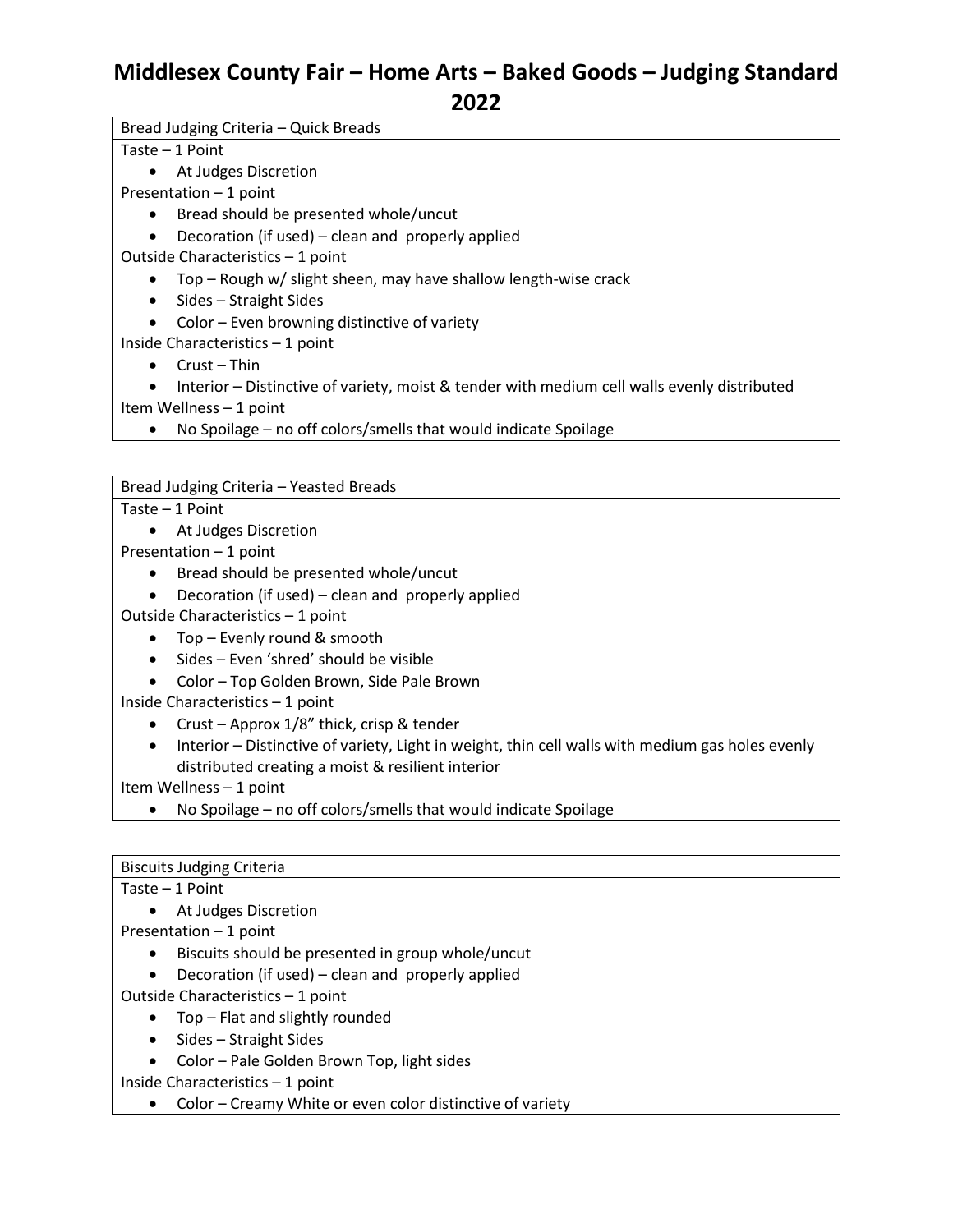# Middlesex County Fair – Home Arts – Baked Goods – Judging Standard 2022

## Bread Judging Criteria – Quick Breads

Taste – 1 Point

- At Judges Discretion

Presentation – 1 point

- Bread should be presented whole/uncut
- Decoration (if used) – clean and properly applied

Outside Characteristics – 1 point

- Top – Rough w/ slight sheen, may have shallow length-wise crack
- Sides – Straight Sides
- Color – Even browning distinctive of variety

Inside Characteristics – 1 point

- Crust – Thin
- Interior – Distinctive of variety, moist & tender with medium cell walls evenly distributed

Item Wellness – 1 point

- No Spoilage – no off colors/smells that would indicate Spoilage

## Bread Judging Criteria – Yeasted Breads

Taste – 1 Point

- At Judges Discretion

Presentation – 1 point

- Bread should be presented whole/uncut
- Decoration (if used) – clean and properly applied

Outside Characteristics – 1 point

- Top – Evenly round & smooth
- Sides – Even 'shred' should be visible
- Color – Top Golden Brown, Side Pale Brown

Inside Characteristics – 1 point

- Crust – Approx 1/8" thick, crisp & tender
- Interior – Distinctive of variety, Light in weight, thin cell walls with medium gas holes evenly distributed creating a moist & resilient interior

Item Wellness – 1 point

- No Spoilage – no off colors/smells that would indicate Spoilage

## Biscuits Judging Criteria

Taste – 1 Point

- At Judges Discretion

Presentation – 1 point

- Biscuits should be presented in group whole/uncut
- Decoration (if used) – clean and properly applied

Outside Characteristics – 1 point

- Top – Flat and slightly rounded
- Sides – Straight Sides
- Color – Pale Golden Brown Top, light sides

Inside Characteristics – 1 point

- Color – Creamy White or even color distinctive of variety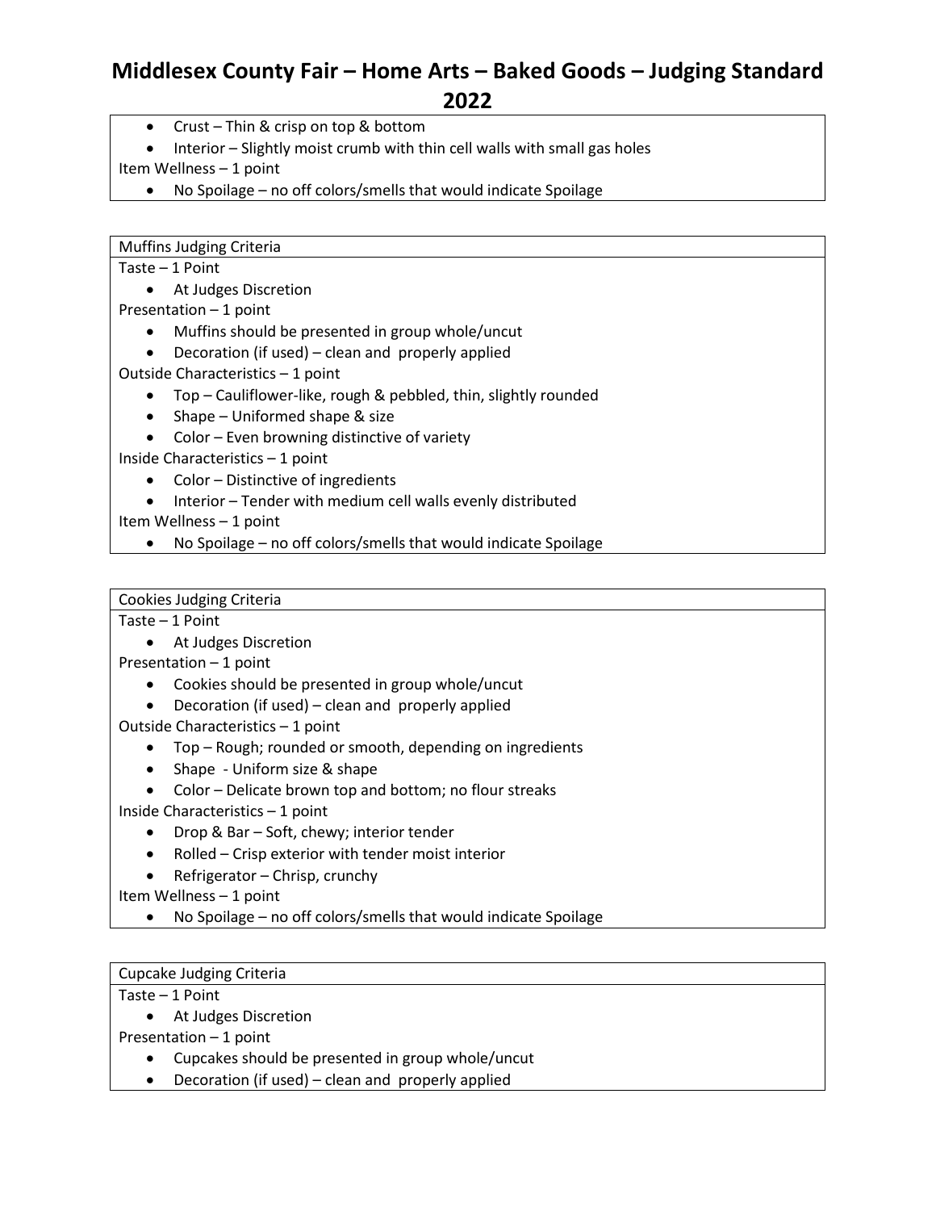# Middlesex County Fair – Home Arts – Baked Goods – Judging Standard 2022

- Crust – Thin & crisp on top & bottom
- Interior – Slightly moist crumb with thin cell walls with small gas holes

Item Wellness – 1 point

- No Spoilage – no off colors/smells that would indicate Spoilage

## Muffins Judging Criteria

Taste – 1 Point

- At Judges Discretion

Presentation – 1 point

- Muffins should be presented in group whole/uncut
- Decoration (if used) – clean and properly applied

Outside Characteristics – 1 point

- Top – Cauliflower-like, rough & pebbled, thin, slightly rounded
- Shape – Uniformed shape & size
- Color – Even browning distinctive of variety

Inside Characteristics – 1 point

- Color – Distinctive of ingredients
- Interior – Tender with medium cell walls evenly distributed

Item Wellness – 1 point

- No Spoilage – no off colors/smells that would indicate Spoilage

## Cookies Judging Criteria

Taste – 1 Point

- At Judges Discretion

Presentation – 1 point

- Cookies should be presented in group whole/uncut
- Decoration (if used) – clean and properly applied

Outside Characteristics – 1 point

- Top – Rough; rounded or smooth, depending on ingredients
- Shape - Uniform size & shape
- Color – Delicate brown top and bottom; no flour streaks

Inside Characteristics – 1 point

- Drop & Bar – Soft, chewy; interior tender
- Rolled – Crisp exterior with tender moist interior
- Refrigerator – Chrisp, crunchy

Item Wellness – 1 point

- No Spoilage – no off colors/smells that would indicate Spoilage

## Cupcake Judging Criteria

Taste – 1 Point

- At Judges Discretion

Presentation – 1 point

- Cupcakes should be presented in group whole/uncut
- Decoration (if used) – clean and properly applied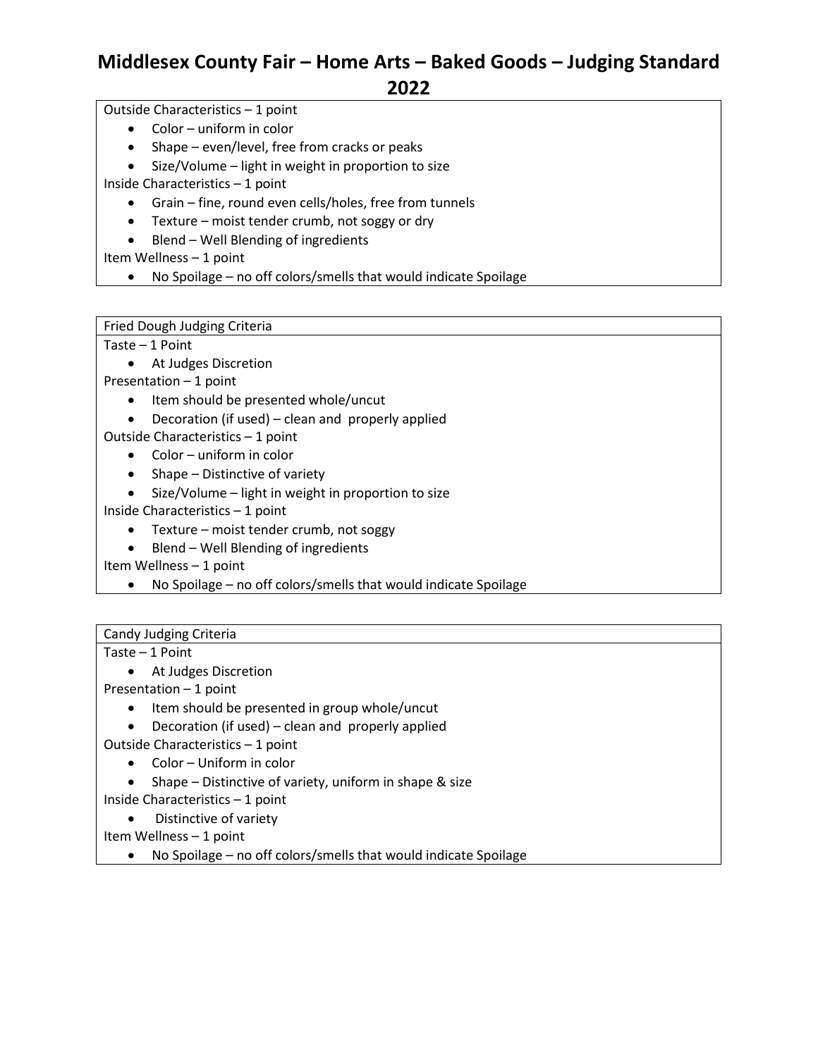# Middlesex County Fair – Home Arts – Baked Goods – Judging Standard 2022

Outside Characteristics – 1 point

- Color – uniform in color
- Shape – even/level, free from cracks or peaks
- Size/Volume – light in weight in proportion to size

Inside Characteristics – 1 point

- Grain – fine, round even cells/holes, free from tunnels
- Texture – moist tender crumb, not soggy or dry
- Blend – Well Blending of ingredients

Item Wellness – 1 point

- No Spoilage – no off colors/smells that would indicate Spoilage

## Fried Dough Judging Criteria

Taste – 1 Point

- At Judges Discretion

Presentation – 1 point

- Item should be presented whole/uncut
- Decoration (if used) – clean and properly applied

Outside Characteristics – 1 point

- Color – uniform in color
- Shape – Distinctive of variety
- Size/Volume – light in weight in proportion to size

Inside Characteristics – 1 point

- Texture – moist tender crumb, not soggy
- Blend – Well Blending of ingredients

Item Wellness – 1 point

- No Spoilage – no off colors/smells that would indicate Spoilage

## Candy Judging Criteria

Taste – 1 Point

- At Judges Discretion

Presentation – 1 point

- Item should be presented in group whole/uncut
- Decoration (if used) – clean and properly applied

Outside Characteristics – 1 point

- Color – Uniform in color
- Shape – Distinctive of variety, uniform in shape & size

Inside Characteristics – 1 point

- Distinctive of variety

Item Wellness – 1 point

- No Spoilage – no off colors/smells that would indicate Spoilage